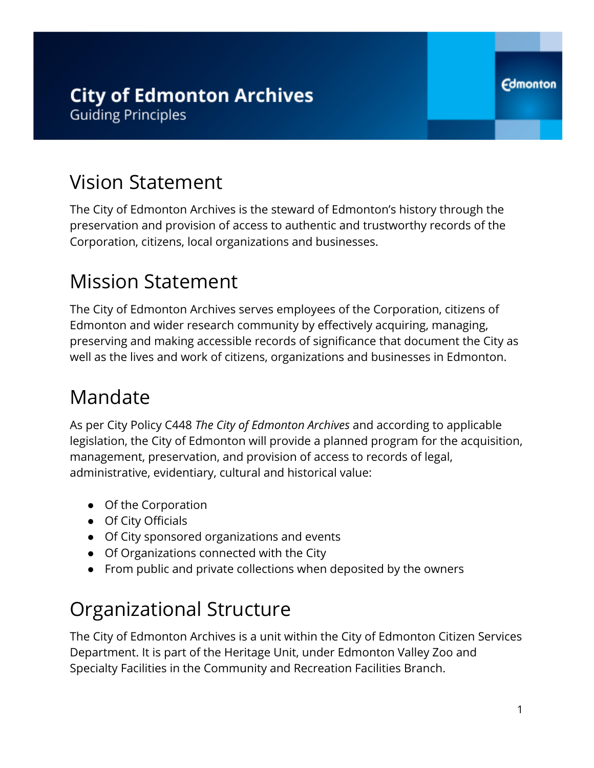# City of Edmonton Archives

Guiding Principles

## Vision Statement

The City of Edmonton Archives is the steward of Edmonton's history through the preservation and provision of access to authentic and trustworthy records of the Corporation, citizens, local organizations and businesses.

## Mission Statement

The City of Edmonton Archives serves employees of the Corporation, citizens of Edmonton and wider research community by effectively acquiring, managing, preserving and making accessible records of significance that document the City as well as the lives and work of citizens, organizations and businesses in Edmonton.

## Mandate

As per City Policy C448 *The City of Edmonton Archives* and according to applicable legislation, the City of Edmonton will provide a planned program for the acquisition, management, preservation, and provision of access to records of legal, administrative, evidentiary, cultural and historical value:

- Of the Corporation
- Of City Officials
- Of City sponsored organizations and events
- Of Organizations connected with the City
- From public and private collections when deposited by the owners

## Organizational Structure

The City of Edmonton Archives is a unit within the City of Edmonton Citizen Services Department. It is part of the Heritage Unit, under Edmonton Valley Zoo and Specialty Facilities in the Community and Recreation Facilities Branch.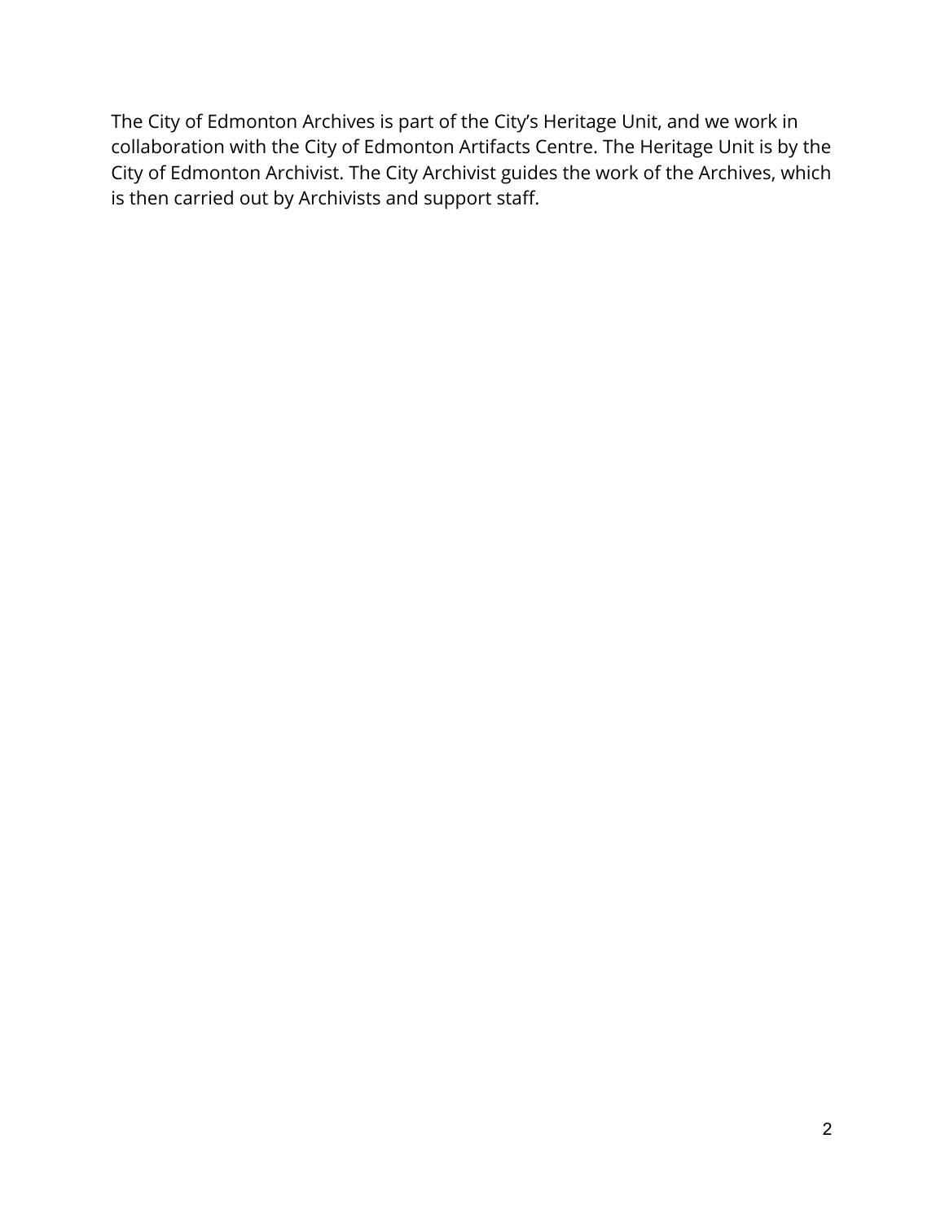The City of Edmonton Archives is part of the City's Heritage Unit, and we work in collaboration with the City of Edmonton Artifacts Centre. The Heritage Unit is by the City of Edmonton Archivist. The City Archivist guides the work of the Archives, which is then carried out by Archivists and support staff.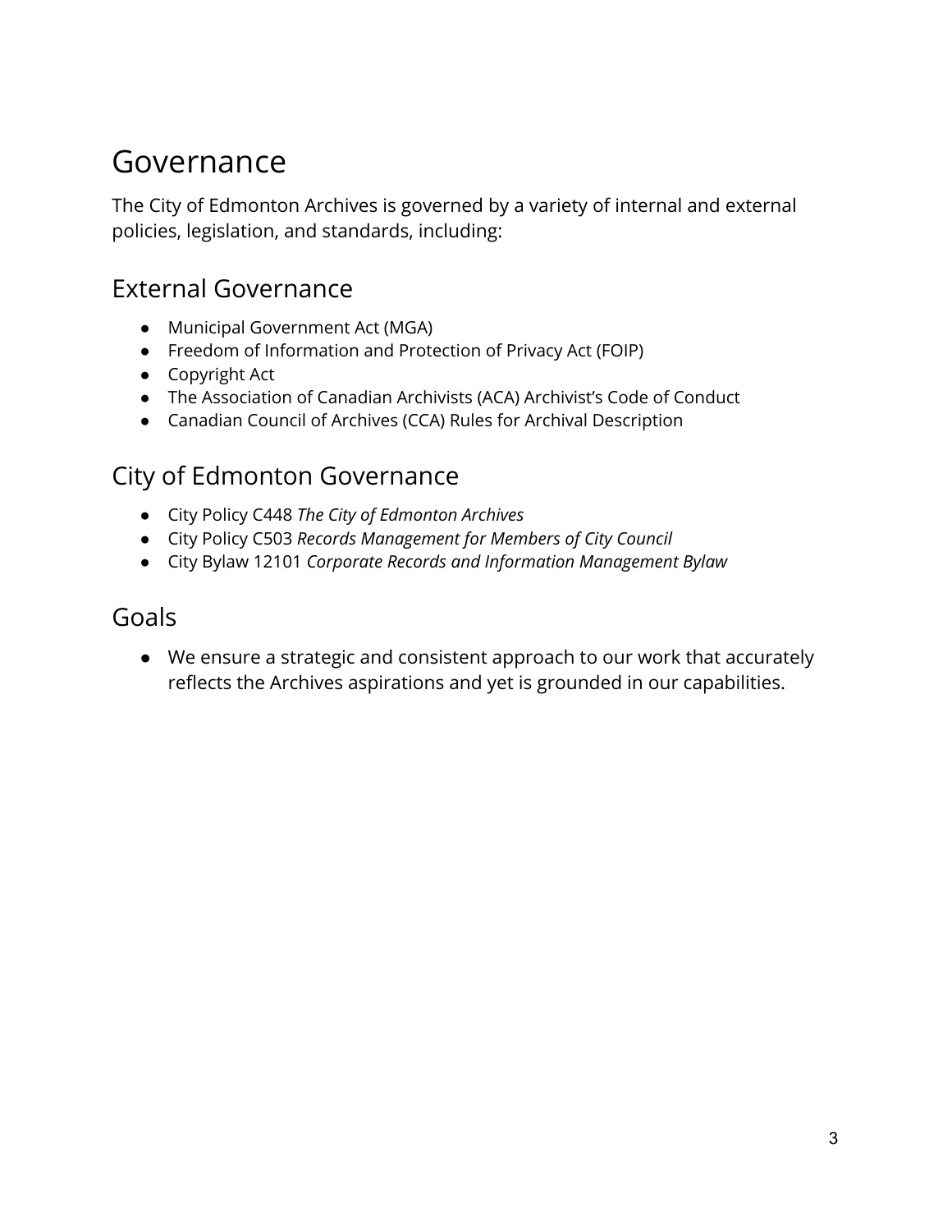# Governance

The City of Edmonton Archives is governed by a variety of internal and external policies, legislation, and standards, including:

## External Governance

- Municipal Government Act (MGA)
- Freedom of Information and Protection of Privacy Act (FOIP)
- Copyright Act
- The Association of Canadian Archivists (ACA) Archivist's Code of Conduct
- Canadian Council of Archives (CCA) Rules for Archival Description

## City of Edmonton Governance

- City Policy C448 *The City of Edmonton Archives*
- City Policy C503 *Records Management for Members of City Council*
- City Bylaw 12101 *Corporate Records and Information Management Bylaw*

## Goals

- We ensure a strategic and consistent approach to our work that accurately reflects the Archives aspirations and yet is grounded in our capabilities.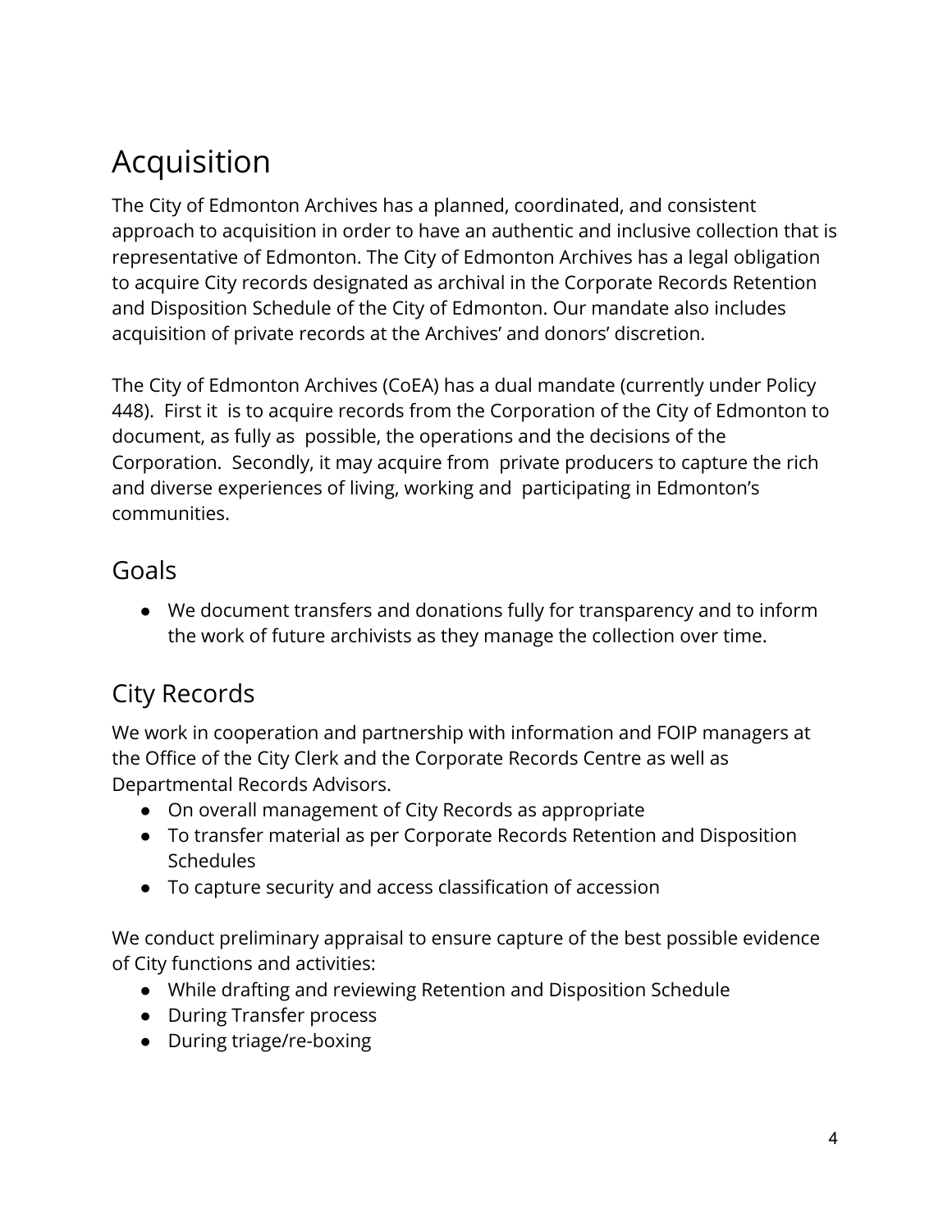# Acquisition

The City of Edmonton Archives has a planned, coordinated, and consistent approach to acquisition in order to have an authentic and inclusive collection that is representative of Edmonton. The City of Edmonton Archives has a legal obligation to acquire City records designated as archival in the Corporate Records Retention and Disposition Schedule of the City of Edmonton. Our mandate also includes acquisition of private records at the Archives' and donors' discretion.

The City of Edmonton Archives (CoEA) has a dual mandate (currently under Policy 448). First it is to acquire records from the Corporation of the City of Edmonton to document, as fully as possible, the operations and the decisions of the Corporation. Secondly, it may acquire from private producers to capture the rich and diverse experiences of living, working and participating in Edmonton's communities.

## Goals

- We document transfers and donations fully for transparency and to inform the work of future archivists as they manage the collection over time.

## City Records

We work in cooperation and partnership with information and FOIP managers at the Office of the City Clerk and the Corporate Records Centre as well as Departmental Records Advisors.

- On overall management of City Records as appropriate
- To transfer material as per Corporate Records Retention and Disposition Schedules
- To capture security and access classification of accession

We conduct preliminary appraisal to ensure capture of the best possible evidence of City functions and activities:

- While drafting and reviewing Retention and Disposition Schedule
- During Transfer process
- During triage/re-boxing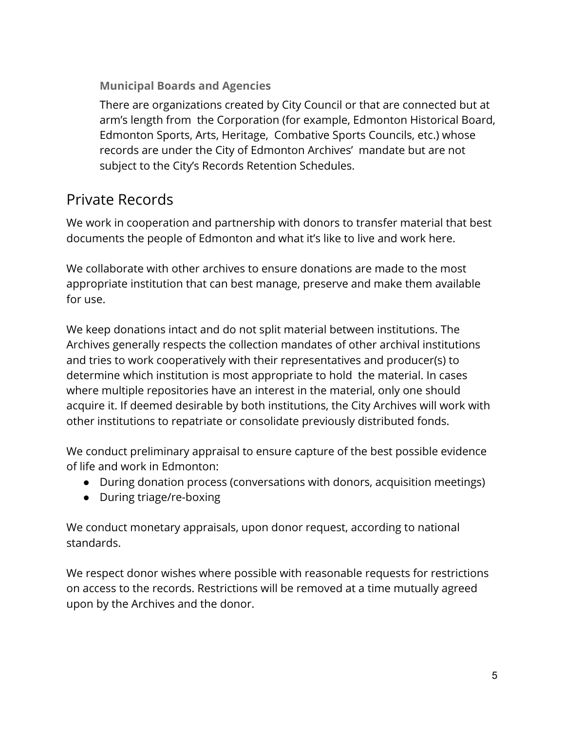### Municipal Boards and Agencies

There are organizations created by City Council or that are connected but at arm's length from the Corporation (for example, Edmonton Historical Board, Edmonton Sports, Arts, Heritage, Combative Sports Councils, etc.) whose records are under the City of Edmonton Archives' mandate but are not subject to the City's Records Retention Schedules.

## Private Records

We work in cooperation and partnership with donors to transfer material that best documents the people of Edmonton and what it's like to live and work here.

We collaborate with other archives to ensure donations are made to the most appropriate institution that can best manage, preserve and make them available for use.

We keep donations intact and do not split material between institutions. The Archives generally respects the collection mandates of other archival institutions and tries to work cooperatively with their representatives and producer(s) to determine which institution is most appropriate to hold the material. In cases where multiple repositories have an interest in the material, only one should acquire it. If deemed desirable by both institutions, the City Archives will work with other institutions to repatriate or consolidate previously distributed fonds.

We conduct preliminary appraisal to ensure capture of the best possible evidence of life and work in Edmonton:

- During donation process (conversations with donors, acquisition meetings)
- During triage/re-boxing

We conduct monetary appraisals, upon donor request, according to national standards.

We respect donor wishes where possible with reasonable requests for restrictions on access to the records. Restrictions will be removed at a time mutually agreed upon by the Archives and the donor.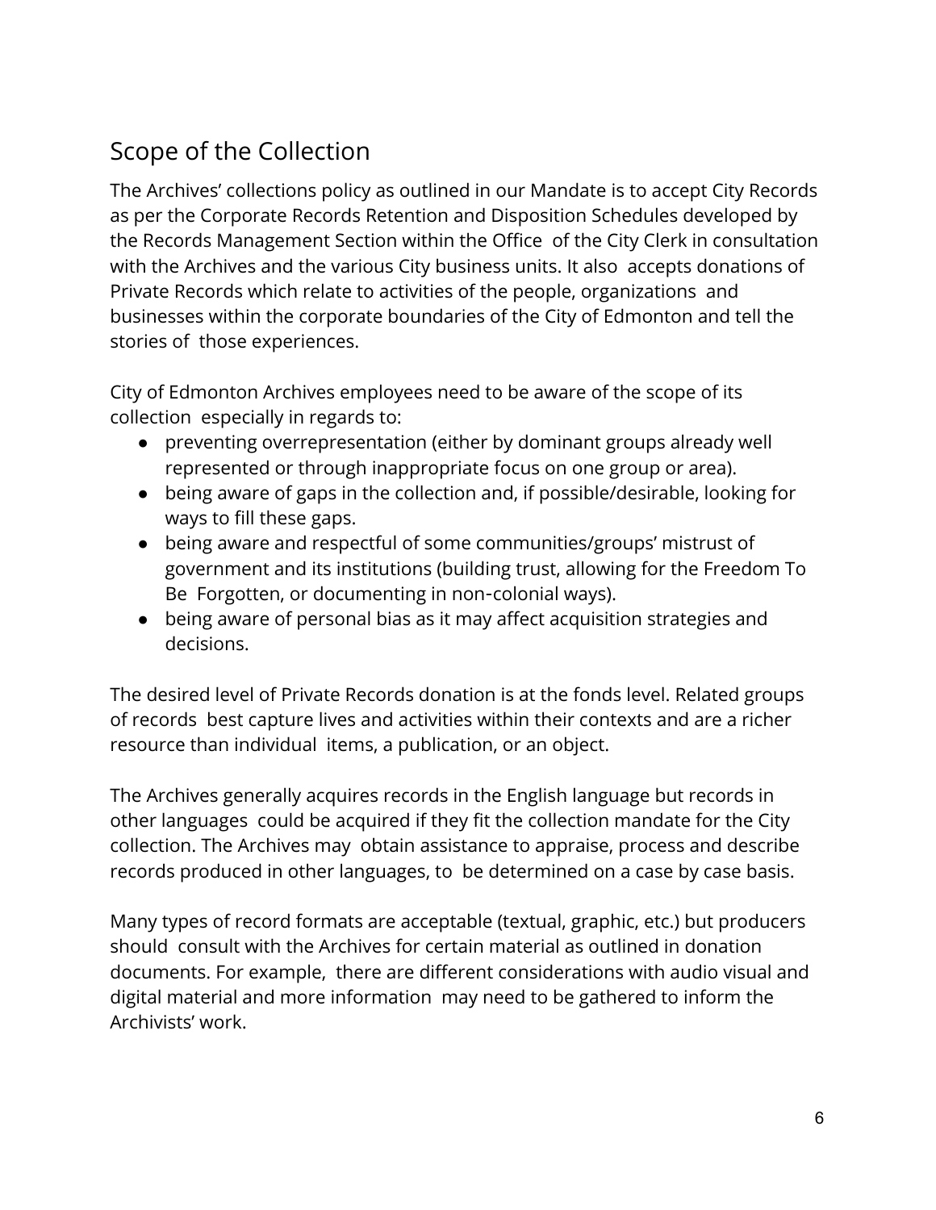## Scope of the Collection

The Archives' collections policy as outlined in our Mandate is to accept City Records as per the Corporate Records Retention and Disposition Schedules developed by the Records Management Section within the Office of the City Clerk in consultation with the Archives and the various City business units. It also accepts donations of Private Records which relate to activities of the people, organizations and businesses within the corporate boundaries of the City of Edmonton and tell the stories of those experiences.

City of Edmonton Archives employees need to be aware of the scope of its collection especially in regards to:

- preventing overrepresentation (either by dominant groups already well represented or through inappropriate focus on one group or area).
- being aware of gaps in the collection and, if possible/desirable, looking for ways to fill these gaps.
- being aware and respectful of some communities/groups' mistrust of government and its institutions (building trust, allowing for the Freedom To Be Forgotten, or documenting in non-colonial ways).
- being aware of personal bias as it may affect acquisition strategies and decisions.

The desired level of Private Records donation is at the fonds level. Related groups of records best capture lives and activities within their contexts and are a richer resource than individual items, a publication, or an object.

The Archives generally acquires records in the English language but records in other languages could be acquired if they fit the collection mandate for the City collection. The Archives may obtain assistance to appraise, process and describe records produced in other languages, to be determined on a case by case basis.

Many types of record formats are acceptable (textual, graphic, etc.) but producers should consult with the Archives for certain material as outlined in donation documents. For example, there are different considerations with audio visual and digital material and more information may need to be gathered to inform the Archivists' work.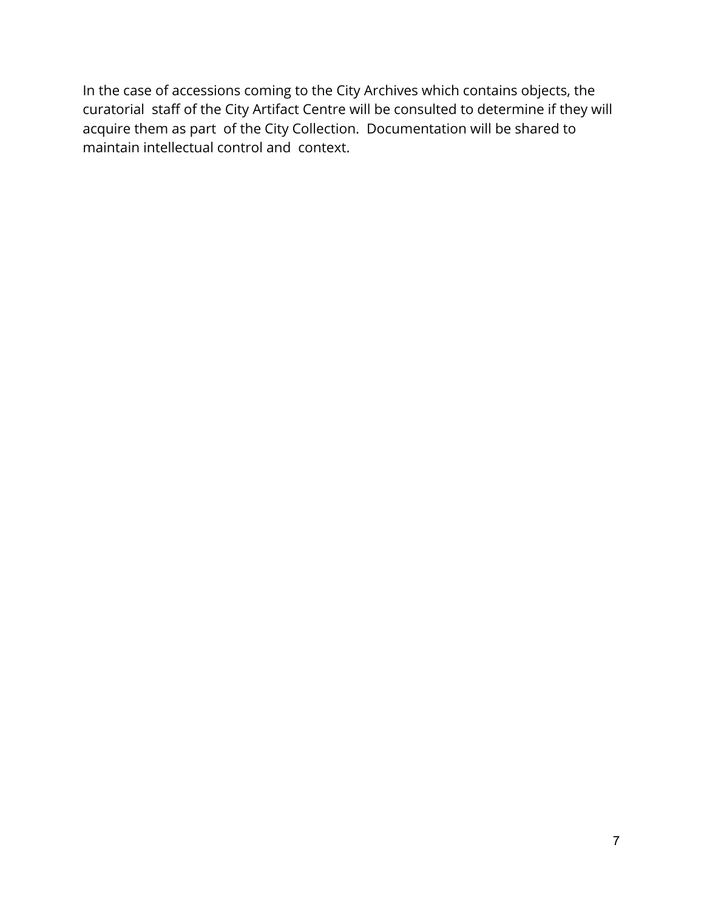In the case of accessions coming to the City Archives which contains objects, the curatorial staff of the City Artifact Centre will be consulted to determine if they will acquire them as part of the City Collection. Documentation will be shared to maintain intellectual control and context.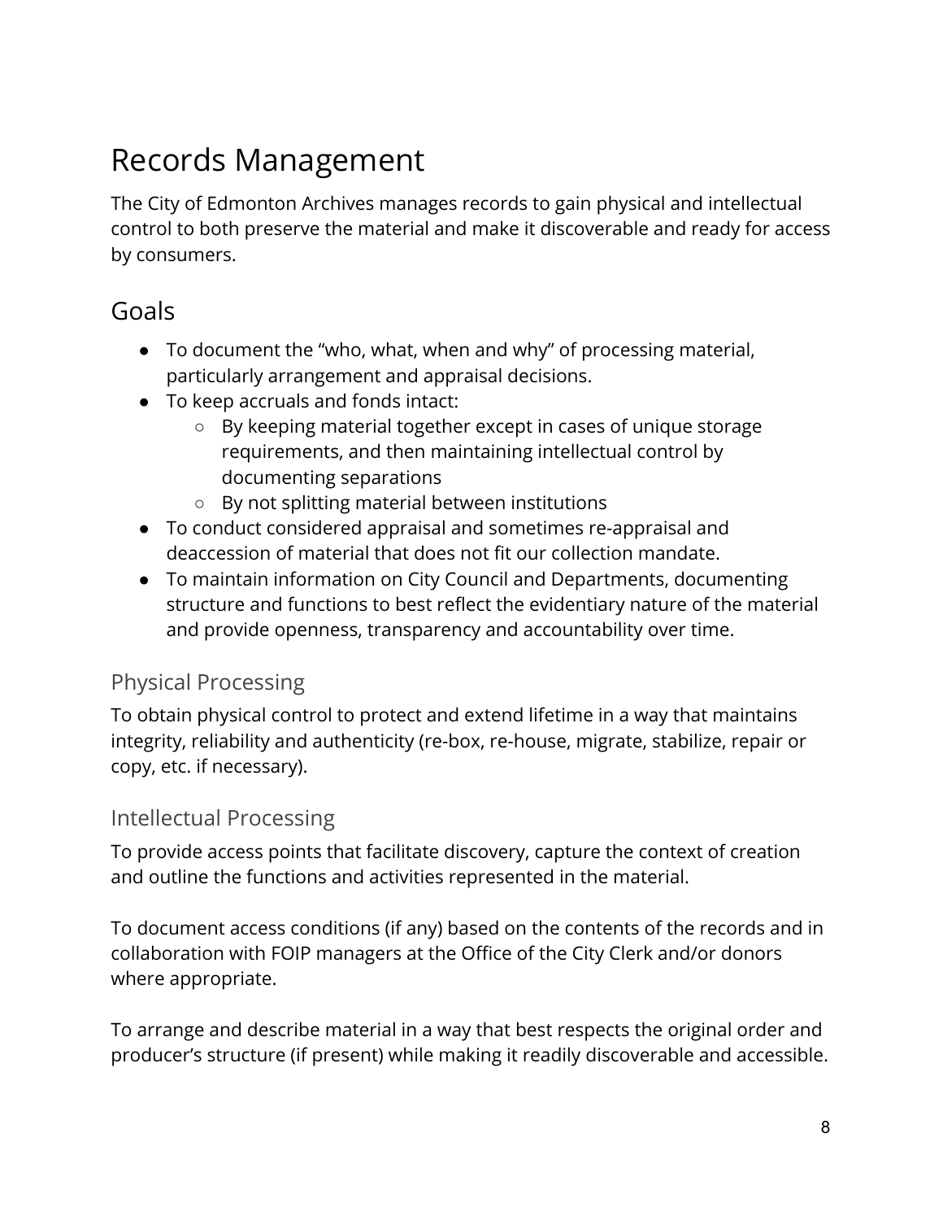# Records Management

The City of Edmonton Archives manages records to gain physical and intellectual control to both preserve the material and make it discoverable and ready for access by consumers.

## Goals

- To document the "who, what, when and why" of processing material, particularly arrangement and appraisal decisions.
- To keep accruals and fonds intact:
  - By keeping material together except in cases of unique storage requirements, and then maintaining intellectual control by documenting separations
  - By not splitting material between institutions
- To conduct considered appraisal and sometimes re-appraisal and deaccession of material that does not fit our collection mandate.
- To maintain information on City Council and Departments, documenting structure and functions to best reflect the evidentiary nature of the material and provide openness, transparency and accountability over time.

### Physical Processing

To obtain physical control to protect and extend lifetime in a way that maintains integrity, reliability and authenticity (re-box, re-house, migrate, stabilize, repair or copy, etc. if necessary).

### Intellectual Processing

To provide access points that facilitate discovery, capture the context of creation and outline the functions and activities represented in the material.

To document access conditions (if any) based on the contents of the records and in collaboration with FOIP managers at the Office of the City Clerk and/or donors where appropriate.

To arrange and describe material in a way that best respects the original order and producer's structure (if present) while making it readily discoverable and accessible.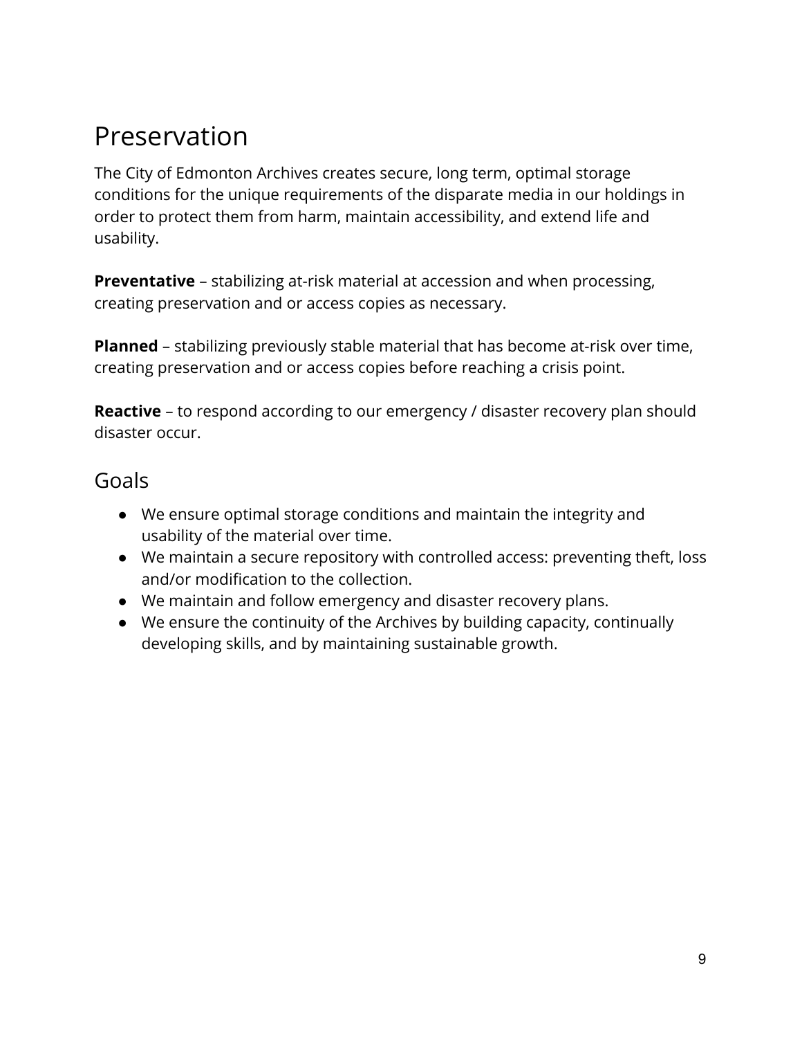# Preservation

The City of Edmonton Archives creates secure, long term, optimal storage conditions for the unique requirements of the disparate media in our holdings in order to protect them from harm, maintain accessibility, and extend life and usability.

**Preventative** – stabilizing at-risk material at accession and when processing, creating preservation and or access copies as necessary.

**Planned** – stabilizing previously stable material that has become at-risk over time, creating preservation and or access copies before reaching a crisis point.

**Reactive** – to respond according to our emergency / disaster recovery plan should disaster occur.

## Goals

- We ensure optimal storage conditions and maintain the integrity and usability of the material over time.
- We maintain a secure repository with controlled access: preventing theft, loss and/or modification to the collection.
- We maintain and follow emergency and disaster recovery plans.
- We ensure the continuity of the Archives by building capacity, continually developing skills, and by maintaining sustainable growth.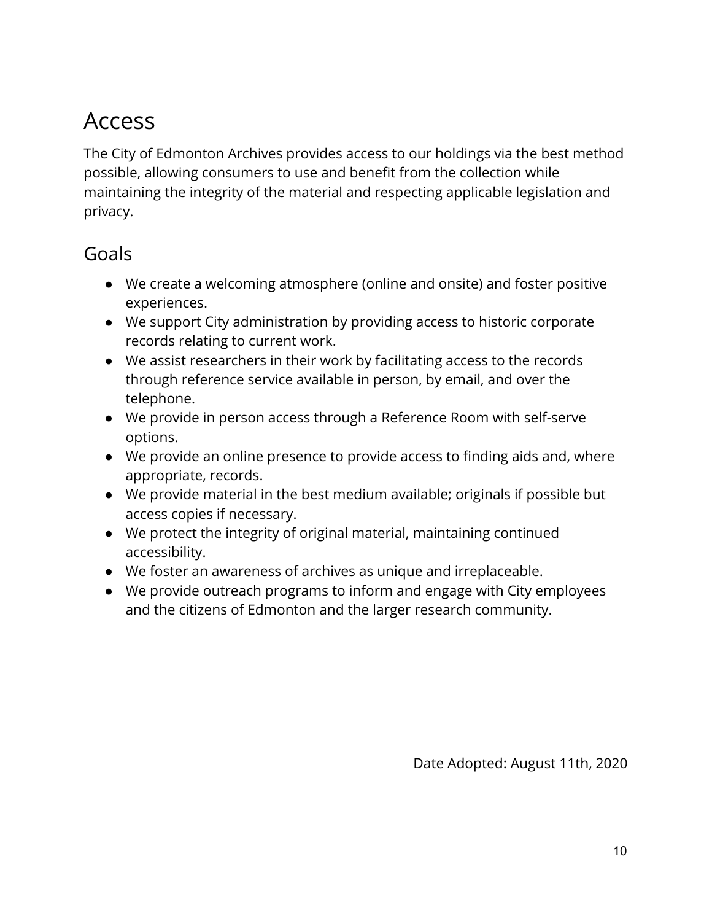# Access

The City of Edmonton Archives provides access to our holdings via the best method possible, allowing consumers to use and benefit from the collection while maintaining the integrity of the material and respecting applicable legislation and privacy.

## Goals

- We create a welcoming atmosphere (online and onsite) and foster positive experiences.
- We support City administration by providing access to historic corporate records relating to current work.
- We assist researchers in their work by facilitating access to the records through reference service available in person, by email, and over the telephone.
- We provide in person access through a Reference Room with self-serve options.
- We provide an online presence to provide access to finding aids and, where appropriate, records.
- We provide material in the best medium available; originals if possible but access copies if necessary.
- We protect the integrity of original material, maintaining continued accessibility.
- We foster an awareness of archives as unique and irreplaceable.
- We provide outreach programs to inform and engage with City employees and the citizens of Edmonton and the larger research community.

Date Adopted: August 11th, 2020